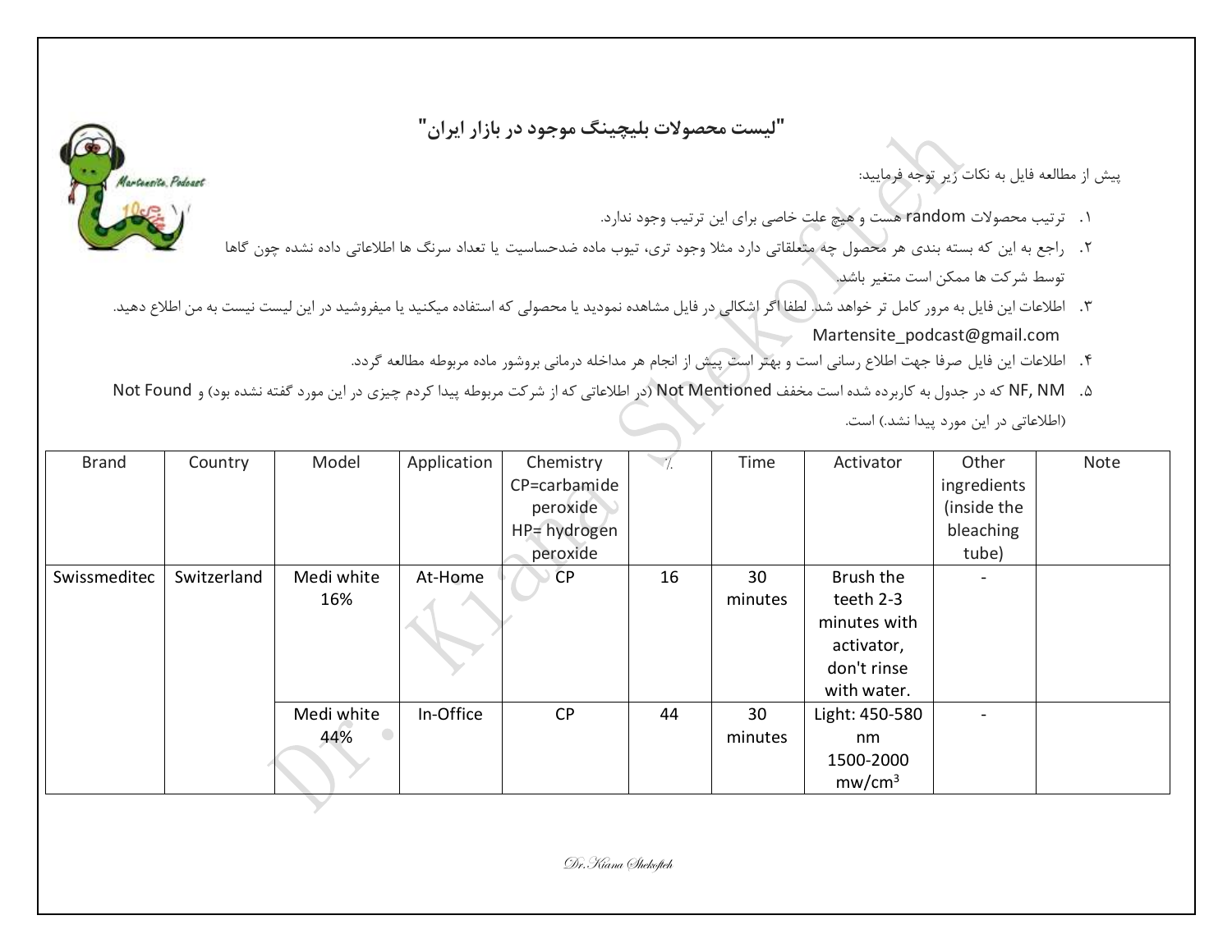# "لیست محصولات بلیچینگ موجود در بازار ایران"

پیش از مطالعه فایل به نکات زیر توجه فرمایید:

۱. ترتیب محصولات random هست و هیچ علت خاصی برای این ترتیب وجود ندارد.

۲. راجع به این که بسته بندی هر محصول چه متعلقاتی دارد مثلا وجود تری، تیوب ماده ضدحساسیت یا تعداد سرنگ ها اطلاعاتی داده نشده چون گاها توسط شرکت ها ممکن است متغیر باشد.

۳. اطلاعات این فایل به مرور کامل تر خواهد شد. لطفا اگر اشکالی در فایل مشاهده نمودید یا محصولی که استفاده میکنید یا میفروشید در این لیست نیست به من اطلاع دهید.
Martensite_podcast@gmail.com

۴. اطلاعات این فایل صرفا جهت اطلاع رسانی است و بهتر است پیش از انجام هر مداخله درمانی بروشور ماده مربوطه مطالعه گردد.

۵. NF, NM که در جدول به کاربرده شده است مخفف Not Mentioned (در اطلاعاتی که از شرکت مربوطه پیدا کردم چیزی در این مورد گفته نشده بود) و Not Found (اطلاعاتی در این مورد پیدا نشد.) است.

| Brand | Country | Model | Application | Chemistry CP=carbamide peroxide HP= hydrogen peroxide | % | Time | Activator | Other ingredients (inside the bleaching tube) | Note |
|---|---|---|---|---|---|---|---|---|---|
| Swissmeditec | Switzerland | Medi white 16% | At-Home | CP | 16 | 30 minutes | Brush the teeth 2-3 minutes with activator, don't rinse with water. | - | |
| | | Medi white 44% | In-Office | CP | 44 | 30 minutes | Light: 450-580 nm 1500-2000 mw/cm$^3$ | - | |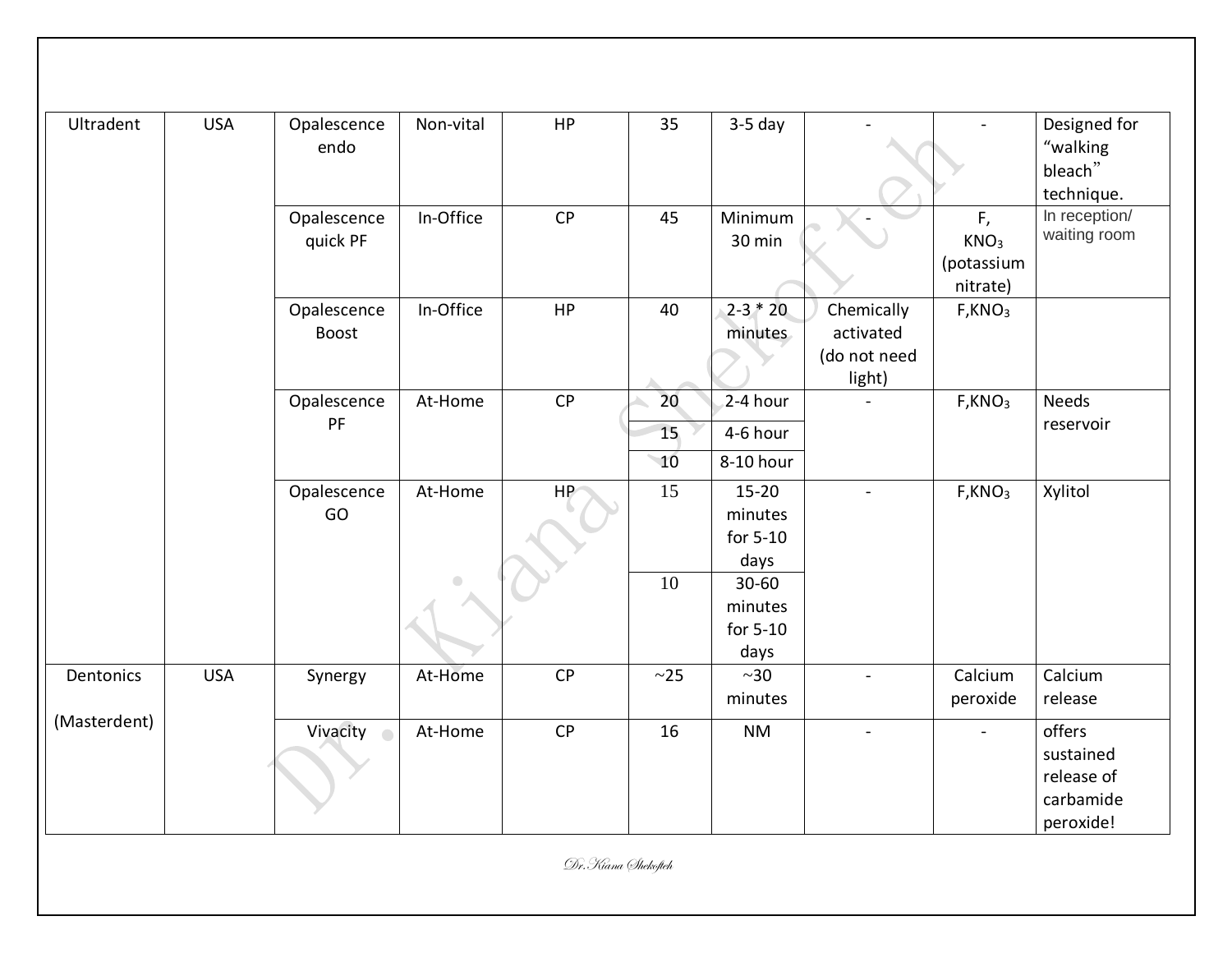| | | | | | | | | | |
|---|---|---|---|---|---|---|---|---|---|
| Ultradent | USA | Opalescence endo | Non-vital | HP | 35 | 3-5 day | - | - | Designed for "walking bleach" technique. |
| | | Opalescence quick PF | In-Office | CP | 45 | Minimum 30 min | - | F, $KNO_3$ (potassium nitrate) | In reception/ waiting room |
| | | Opalescence Boost | In-Office | HP | 40 | 2-3 * 20 minutes | Chemically activated (do not need light) | F,$KNO_3$ | |
| | | Opalescence PF | At-Home | CP | 20 | 2-4 hour | - | F,$KNO_3$ | Needs reservoir |
| | | | | | 15 | 4-6 hour | | | |
| | | | | | 10 | 8-10 hour | | | |
| | | Opalescence GO | At-Home | HP | 15 | 15-20 minutes for 5-10 days | - | F,$KNO_3$ | Xylitol |
| | | | | | 10 | 30-60 minutes for 5-10 days | | | |
| Dentonics (Masterdent) | USA | Synergy | At-Home | CP | ~25 | ~30 minutes | - | Calcium peroxide | Calcium release |
| | | Vivacity | At-Home | CP | 16 | NM | - | - | offers sustained release of carbamide peroxide! |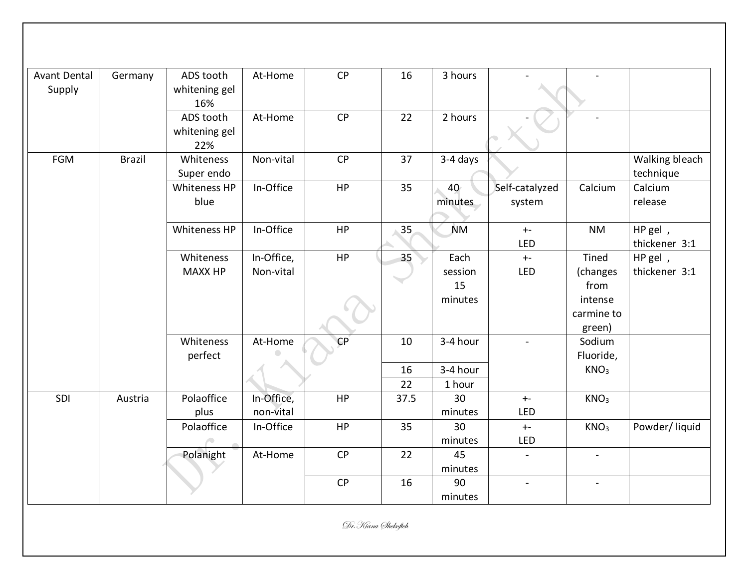| Avant Dental Supply | Germany | ADS tooth whitening gel 16% | At-Home | CP | 16 | 3 hours | - | - | |
|---|---|---|---|---|---|---|---|---|---|
| | | ADS tooth whitening gel 22% | At-Home | CP | 22 | 2 hours | - | - | |
| FGM | Brazil | Whiteness Super endo | Non-vital | CP | 37 | 3-4 days | | | Walking bleach technique |
| | | Whiteness HP blue | In-Office | HP | 35 | 40 minutes | Self-catalyzed system | Calcium | Calcium release |
| | | Whiteness HP | In-Office | HP | 35 | NM | +- LED | NM | HP gel , thickener 3:1 |
| | | Whiteness MAXX HP | In-Office, Non-vital | HP | 35 | Each session 15 minutes | +- LED | Tined (changes from intense carmine to green) | HP gel , thickener 3:1 |
| | | Whiteness perfect | At-Home | CP | 10 | 3-4 hour | - | Sodium Fluoride, $KNO_3$ | |
| | | | | | 16 | 3-4 hour | | | |
| | | | | | 22 | 1 hour | | | |
| SDI | Austria | Polaoffice plus | In-Office, non-vital | HP | 37.5 | 30 minutes | +- LED | $KNO_3$ | |
| | | Polaoffice | In-Office | HP | 35 | 30 minutes | +- LED | $KNO_3$ | Powder/ liquid |
| | | Polanight | At-Home | CP | 22 | 45 minutes | - | - | |
| | | | | CP | 16 | 90 minutes | - | - | |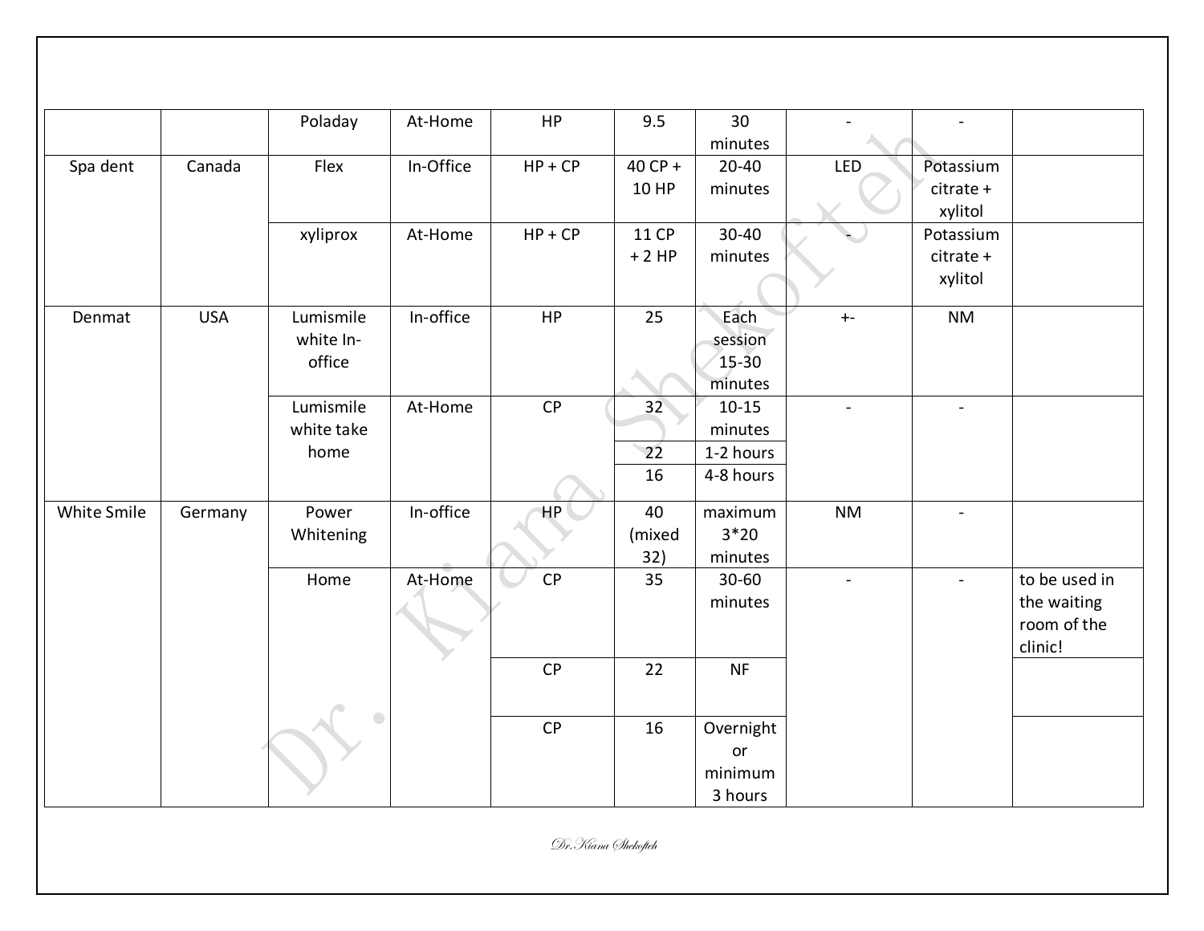| | | | | | | | | | |
|---|---|---|---|---|---|---|---|---|---|
| | | Poladay | At-Home | HP | 9.5 | 30 minutes | - | - | |
| Spa dent | Canada | Flex | In-Office | HP + CP | 40 CP + 10 HP | 20-40 minutes | LED | Potassium citrate + xylitol | |
| | | xyliprox | At-Home | HP + CP | 11 CP + 2 HP | 30-40 minutes | - | Potassium citrate + xylitol | |
| Denmat | USA | Lumismile white In-office | In-office | HP | 25 | Each session 15-30 minutes | +- | NM | |
| | | Lumismile white take home | At-Home | CP | 32 | 10-15 minutes | - | - | |
| | | | | | 22 | 1-2 hours | | | |
| | | | | | 16 | 4-8 hours | | | |
| White Smile | Germany | Power Whitening | In-office | HP | 40 (mixed 32) | maximum 3*20 minutes | NM | - | |
| | | Home | At-Home | CP | 35 | 30-60 minutes | - | - | to be used in the waiting room of the clinic! |
| | | | | CP | 22 | NF | | | |
| | | | | CP | 16 | Overnight or minimum 3 hours | | | |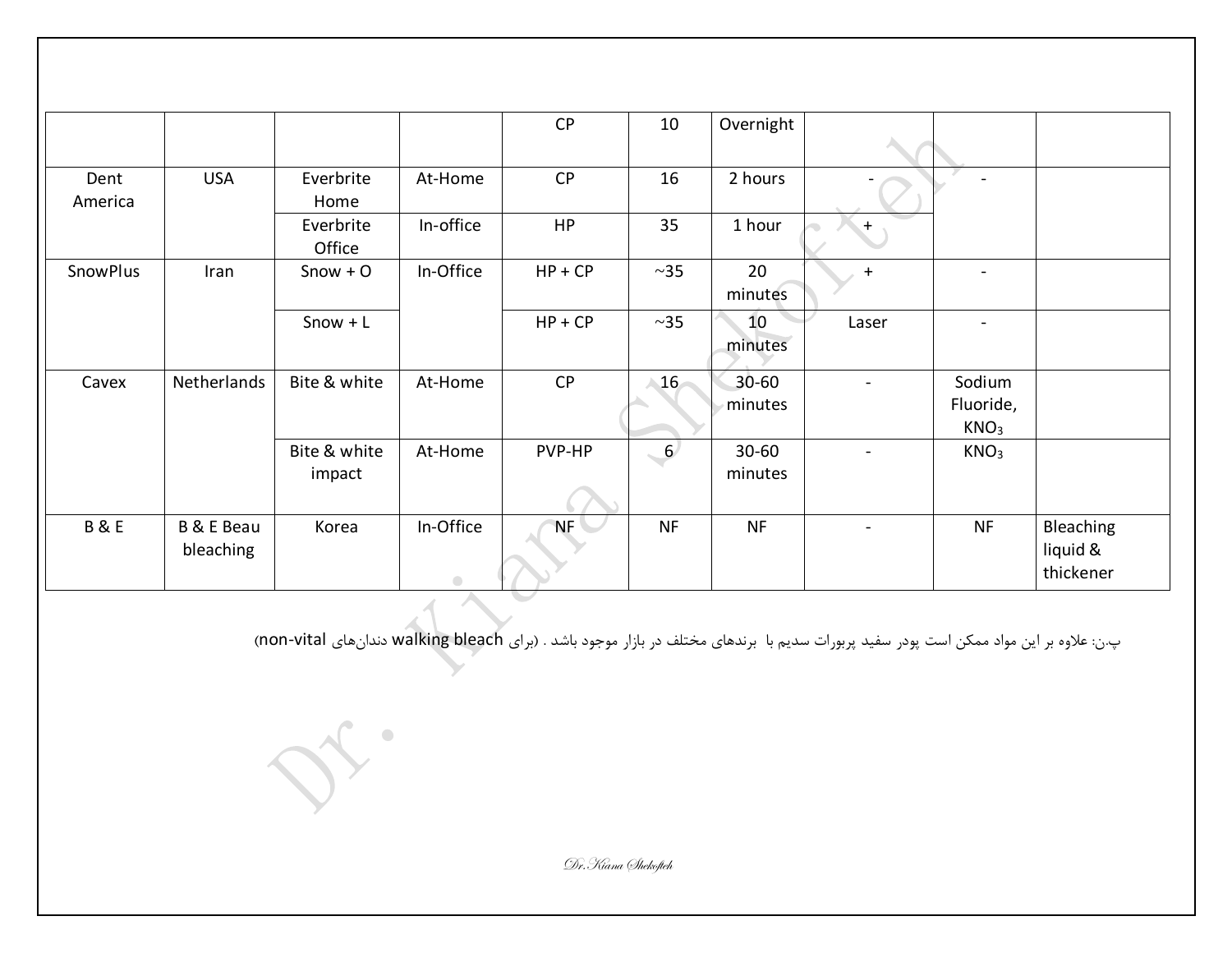| | | | | | | | | | |
|---|---|---|---|---|---|---|---|---|---|
| | | | | CP | 10 | Overnight | | | |
| Dent America | USA | Everbrite Home | At-Home | CP | 16 | 2 hours | - | - | |
| | | Everbrite Office | In-office | HP | 35 | 1 hour | + | | |
| SnowPlus | Iran | Snow + O | In-Office | HP + CP | ~35 | 20 minutes | + | - | |
| | | Snow + L | | HP + CP | ~35 | 10 minutes | Laser | - | |
| Cavex | Netherlands | Bite & white | At-Home | CP | 16 | 30-60 minutes | - | Sodium Fluoride, $KNO_3$ | |
| | | Bite & white impact | At-Home | PVP-HP | 6 | 30-60 minutes | - | $KNO_3$ | |
| B & E | B & E Beau bleaching | Korea | In-Office | NF | NF | NF | - | NF | Bleaching liquid & thickener |

پ.ن: علاوه بر این مواد ممکن است پودر سفید پربورات سدیم با برندهای مختلف در بازار موجود باشد . (برای walking bleach دندان‌های non-vital)